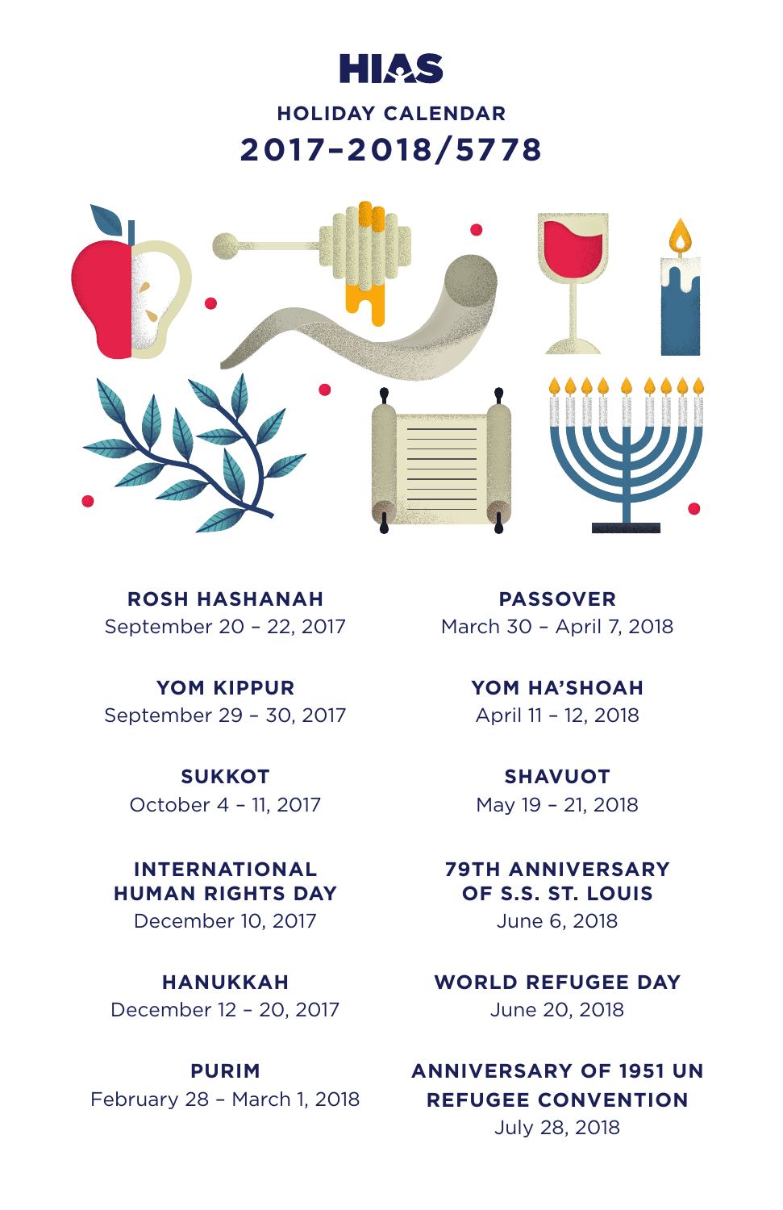# HIAS

## HOLIDAY CALENDAR
## 2017–2018/5778

**ROSH HASHANAH**
September 20 – 22, 2017

**YOM KIPPUR**
September 29 – 30, 2017

**SUKKOT**
October 4 – 11, 2017

**INTERNATIONAL HUMAN RIGHTS DAY**
December 10, 2017

**HANUKKAH**
December 12 – 20, 2017

**PURIM**
February 28 – March 1, 2018

**PASSOVER**
March 30 – April 7, 2018

**YOM HA'SHOAH**
April 11 – 12, 2018

**SHAVUOT**
May 19 – 21, 2018

**79TH ANNIVERSARY OF S.S. ST. LOUIS**
June 6, 2018

**WORLD REFUGEE DAY**
June 20, 2018

**ANNIVERSARY OF 1951 UN REFUGEE CONVENTION**
July 28, 2018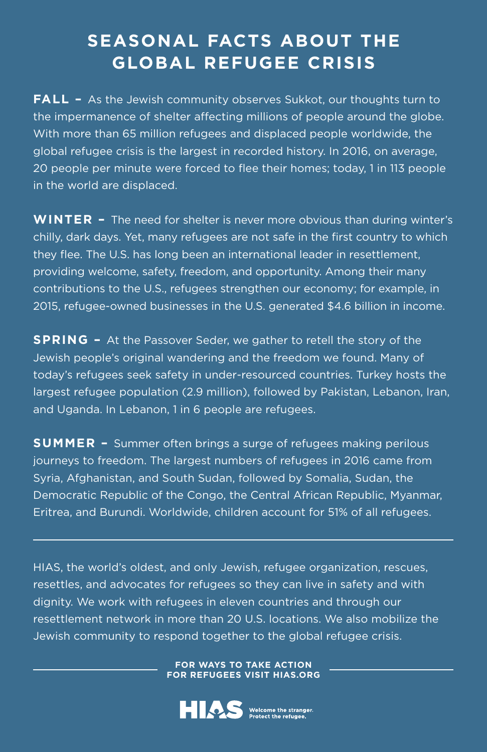# SEASONAL FACTS ABOUT THE GLOBAL REFUGEE CRISIS

**FALL –** As the Jewish community observes Sukkot, our thoughts turn to the impermanence of shelter affecting millions of people around the globe. With more than 65 million refugees and displaced people worldwide, the global refugee crisis is the largest in recorded history. In 2016, on average, 20 people per minute were forced to flee their homes; today, 1 in 113 people in the world are displaced.

**WINTER –** The need for shelter is never more obvious than during winter's chilly, dark days. Yet, many refugees are not safe in the first country to which they flee. The U.S. has long been an international leader in resettlement, providing welcome, safety, freedom, and opportunity. Among their many contributions to the U.S., refugees strengthen our economy; for example, in 2015, refugee-owned businesses in the U.S. generated $4.6 billion in income.

**SPRING –** At the Passover Seder, we gather to retell the story of the Jewish people's original wandering and the freedom we found. Many of today's refugees seek safety in under-resourced countries. Turkey hosts the largest refugee population (2.9 million), followed by Pakistan, Lebanon, Iran, and Uganda. In Lebanon, 1 in 6 people are refugees.

**SUMMER –** Summer often brings a surge of refugees making perilous journeys to freedom. The largest numbers of refugees in 2016 came from Syria, Afghanistan, and South Sudan, followed by Somalia, Sudan, the Democratic Republic of the Congo, the Central African Republic, Myanmar, Eritrea, and Burundi. Worldwide, children account for 51% of all refugees.

---

HIAS, the world's oldest, and only Jewish, refugee organization, rescues, resettles, and advocates for refugees so they can live in safety and with dignity. We work with refugees in eleven countries and through our resettlement network in more than 20 U.S. locations. We also mobilize the Jewish community to respond together to the global refugee crisis.

**FOR WAYS TO TAKE ACTION FOR REFUGEES VISIT HIAS.ORG**

HIAS Welcome the stranger. Protect the refugee.